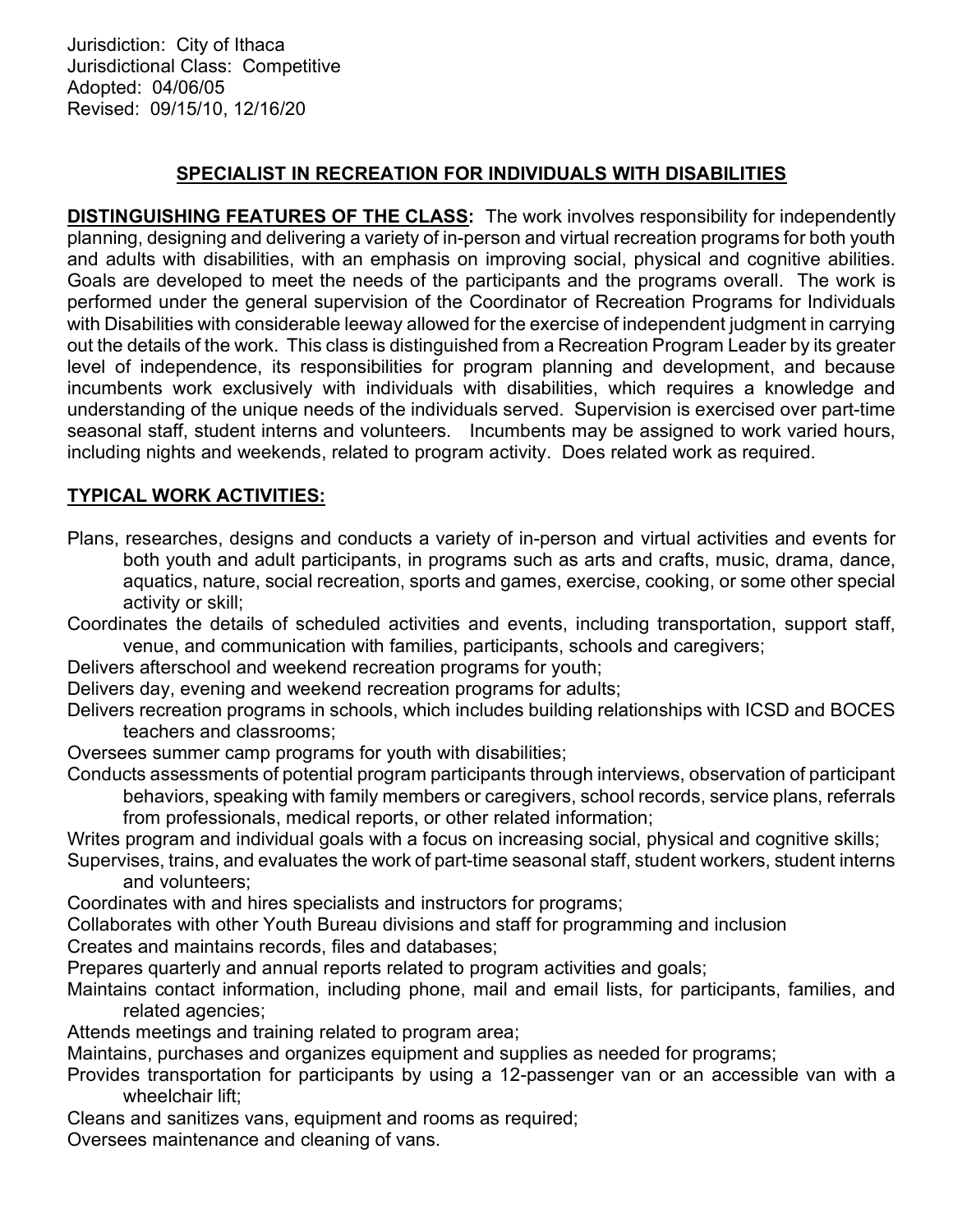Jurisdiction: City of Ithaca
Jurisdictional Class: Competitive
Adopted: 04/06/05
Revised: 09/15/10, 12/16/20

# SPECIALIST IN RECREATION FOR INDIVIDUALS WITH DISABILITIES

**DISTINGUISHING FEATURES OF THE CLASS:** The work involves responsibility for independently planning, designing and delivering a variety of in-person and virtual recreation programs for both youth and adults with disabilities, with an emphasis on improving social, physical and cognitive abilities. Goals are developed to meet the needs of the participants and the programs overall. The work is performed under the general supervision of the Coordinator of Recreation Programs for Individuals with Disabilities with considerable leeway allowed for the exercise of independent judgment in carrying out the details of the work. This class is distinguished from a Recreation Program Leader by its greater level of independence, its responsibilities for program planning and development, and because incumbents work exclusively with individuals with disabilities, which requires a knowledge and understanding of the unique needs of the individuals served. Supervision is exercised over part-time seasonal staff, student interns and volunteers. Incumbents may be assigned to work varied hours, including nights and weekends, related to program activity. Does related work as required.

## TYPICAL WORK ACTIVITIES:

Plans, researches, designs and conducts a variety of in-person and virtual activities and events for both youth and adult participants, in programs such as arts and crafts, music, drama, dance, aquatics, nature, social recreation, sports and games, exercise, cooking, or some other special activity or skill;

Coordinates the details of scheduled activities and events, including transportation, support staff, venue, and communication with families, participants, schools and caregivers;

Delivers afterschool and weekend recreation programs for youth;

Delivers day, evening and weekend recreation programs for adults;

Delivers recreation programs in schools, which includes building relationships with ICSD and BOCES teachers and classrooms;

Oversees summer camp programs for youth with disabilities;

Conducts assessments of potential program participants through interviews, observation of participant behaviors, speaking with family members or caregivers, school records, service plans, referrals from professionals, medical reports, or other related information;

Writes program and individual goals with a focus on increasing social, physical and cognitive skills;

Supervises, trains, and evaluates the work of part-time seasonal staff, student workers, student interns and volunteers;

Coordinates with and hires specialists and instructors for programs;

Collaborates with other Youth Bureau divisions and staff for programming and inclusion

Creates and maintains records, files and databases;

Prepares quarterly and annual reports related to program activities and goals;

Maintains contact information, including phone, mail and email lists, for participants, families, and related agencies;

Attends meetings and training related to program area;

Maintains, purchases and organizes equipment and supplies as needed for programs;

Provides transportation for participants by using a 12-passenger van or an accessible van with a wheelchair lift;

Cleans and sanitizes vans, equipment and rooms as required;

Oversees maintenance and cleaning of vans.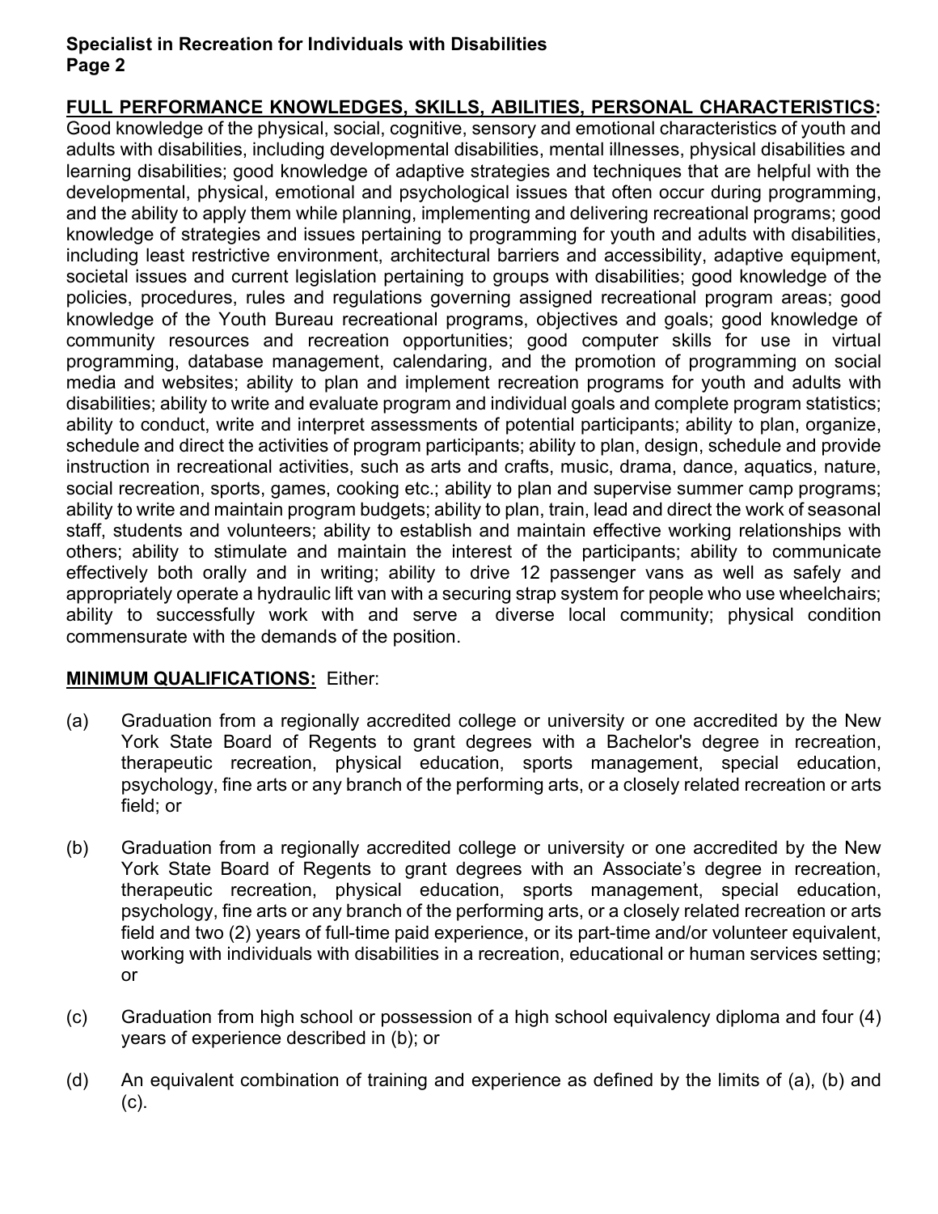## FULL PERFORMANCE KNOWLEDGES, SKILLS, ABILITIES, PERSONAL CHARACTERISTICS:

Good knowledge of the physical, social, cognitive, sensory and emotional characteristics of youth and adults with disabilities, including developmental disabilities, mental illnesses, physical disabilities and learning disabilities; good knowledge of adaptive strategies and techniques that are helpful with the developmental, physical, emotional and psychological issues that often occur during programming, and the ability to apply them while planning, implementing and delivering recreational programs; good knowledge of strategies and issues pertaining to programming for youth and adults with disabilities, including least restrictive environment, architectural barriers and accessibility, adaptive equipment, societal issues and current legislation pertaining to groups with disabilities; good knowledge of the policies, procedures, rules and regulations governing assigned recreational program areas; good knowledge of the Youth Bureau recreational programs, objectives and goals; good knowledge of community resources and recreation opportunities; good computer skills for use in virtual programming, database management, calendaring, and the promotion of programming on social media and websites; ability to plan and implement recreation programs for youth and adults with disabilities; ability to write and evaluate program and individual goals and complete program statistics; ability to conduct, write and interpret assessments of potential participants; ability to plan, organize, schedule and direct the activities of program participants; ability to plan, design, schedule and provide instruction in recreational activities, such as arts and crafts, music, drama, dance, aquatics, nature, social recreation, sports, games, cooking etc.; ability to plan and supervise summer camp programs; ability to write and maintain program budgets; ability to plan, train, lead and direct the work of seasonal staff, students and volunteers; ability to establish and maintain effective working relationships with others; ability to stimulate and maintain the interest of the participants; ability to communicate effectively both orally and in writing; ability to drive 12 passenger vans as well as safely and appropriately operate a hydraulic lift van with a securing strap system for people who use wheelchairs; ability to successfully work with and serve a diverse local community; physical condition commensurate with the demands of the position.

## MINIMUM QUALIFICATIONS: Either:

(a) Graduation from a regionally accredited college or university or one accredited by the New York State Board of Regents to grant degrees with a Bachelor's degree in recreation, therapeutic recreation, physical education, sports management, special education, psychology, fine arts or any branch of the performing arts, or a closely related recreation or arts field; or

(b) Graduation from a regionally accredited college or university or one accredited by the New York State Board of Regents to grant degrees with an Associate's degree in recreation, therapeutic recreation, physical education, sports management, special education, psychology, fine arts or any branch of the performing arts, or a closely related recreation or arts field and two (2) years of full-time paid experience, or its part-time and/or volunteer equivalent, working with individuals with disabilities in a recreation, educational or human services setting; or

(c) Graduation from high school or possession of a high school equivalency diploma and four (4) years of experience described in (b); or

(d) An equivalent combination of training and experience as defined by the limits of (a), (b) and (c).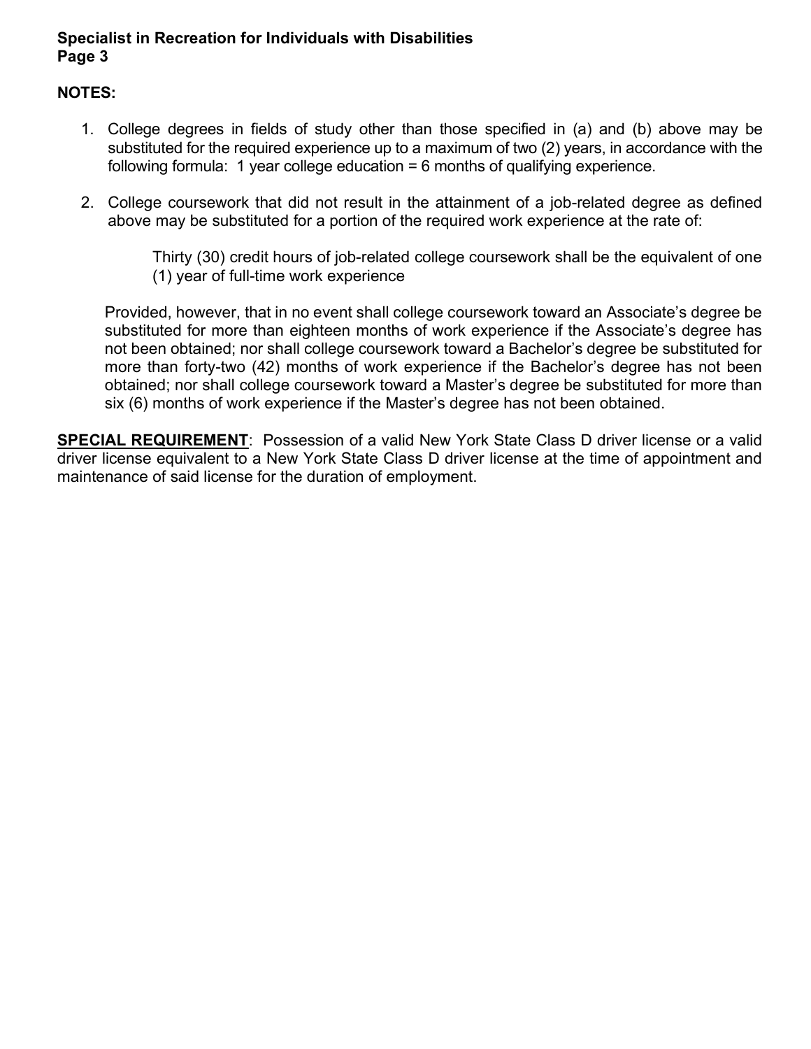**NOTES:**

1. College degrees in fields of study other than those specified in (a) and (b) above may be substituted for the required experience up to a maximum of two (2) years, in accordance with the following formula: 1 year college education = 6 months of qualifying experience.

2. College coursework that did not result in the attainment of a job-related degree as defined above may be substituted for a portion of the required work experience at the rate of:

   Thirty (30) credit hours of job-related college coursework shall be the equivalent of one (1) year of full-time work experience

   Provided, however, that in no event shall college coursework toward an Associate's degree be substituted for more than eighteen months of work experience if the Associate's degree has not been obtained; nor shall college coursework toward a Bachelor's degree be substituted for more than forty-two (42) months of work experience if the Bachelor's degree has not been obtained; nor shall college coursework toward a Master's degree be substituted for more than six (6) months of work experience if the Master's degree has not been obtained.

**SPECIAL REQUIREMENT**: Possession of a valid New York State Class D driver license or a valid driver license equivalent to a New York State Class D driver license at the time of appointment and maintenance of said license for the duration of employment.